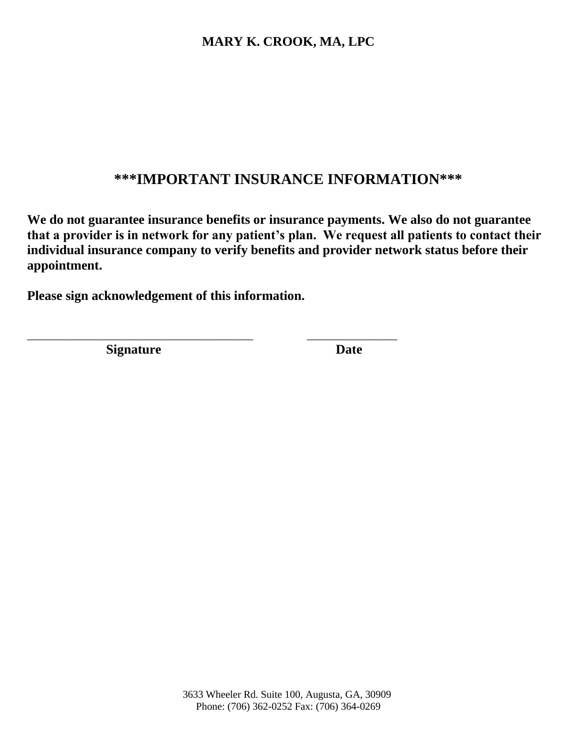**MARY K. CROOK, MA, LPC**

## \*\*\*IMPORTANT INSURANCE INFORMATION\*\*\*

**We do not guarantee insurance benefits or insurance payments. We also do not guarantee that a provider is in network for any patient's plan. We request all patients to contact their individual insurance company to verify benefits and provider network status before their appointment.**

**Please sign acknowledgement of this information.**

\_\_\_\_\_\_\_\_\_\_\_\_\_\_\_\_\_\_\_\_\_\_\_\_\_\_\_\_\_\_\_\_\_\_\_\_ \_\_\_\_\_\_\_\_\_\_\_\_\_\_\_

**Signature** **Date**

3633 Wheeler Rd. Suite 100, Augusta, GA, 30909
Phone: (706) 362-0252 Fax: (706) 364-0269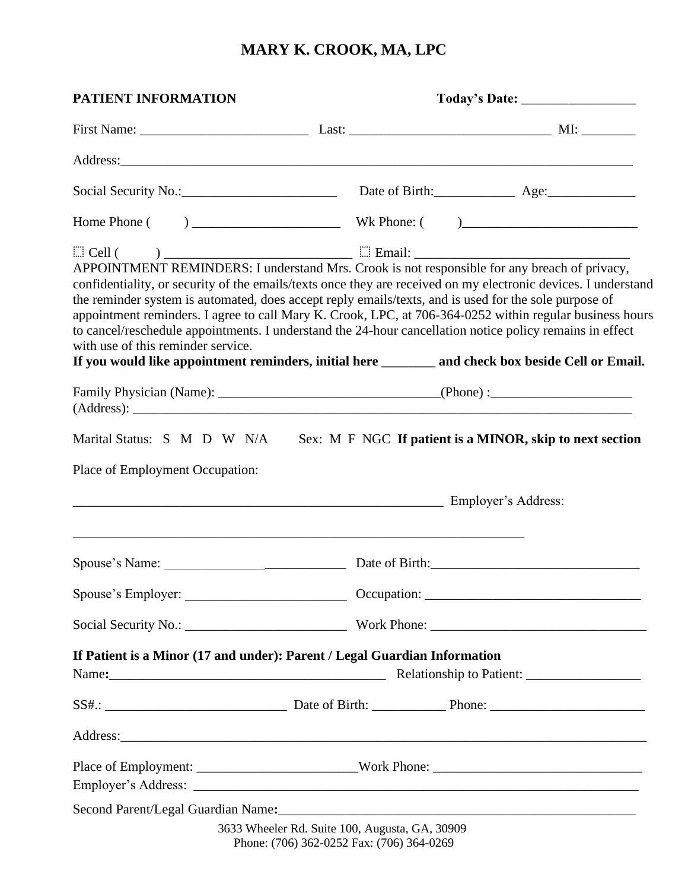# MARY K. CROOK, MA, LPC

**PATIENT INFORMATION** **Today's Date: _________________**

First Name: _________________________ Last: ______________________________ MI: ________

Address:___________________________________________________________________________

Social Security No.:_______________________ Date of Birth:____________ Age:_____________

Home Phone ( ) ______________________ Wk Phone: ( )__________________________

☐ Cell ( ) ____________________________ ☐ Email: _________________________________

APPOINTMENT REMINDERS: I understand Mrs. Crook is not responsible for any breach of privacy, confidentiality, or security of the emails/texts once they are received on my electronic devices. I understand the reminder system is automated, does accept reply emails/texts, and is used for the sole purpose of appointment reminders. I agree to call Mary K. Crook, LPC, at 706-364-0252 within regular business hours to cancel/reschedule appointments. I understand the 24-hour cancellation notice policy remains in effect with use of this reminder service.

**If you would like appointment reminders, initial here ________ and check box beside Cell or Email.**

Family Physician (Name): ________________________________(Phone) :____________________
(Address): ___________________________________________________________________________

Marital Status: S M D W N/A Sex: M F NGC **If patient is a MINOR, skip to next section**

Place of Employment Occupation:

_________________________________________________________ Employer's Address:

_____________________________________________________________________

Spouse's Name: ___________________________ Date of Birth:_______________________________

Spouse's Employer: ________________________ Occupation: ________________________________

Social Security No.: ________________________ Work Phone: _________________________________

**If Patient is a Minor (17 and under): Parent / Legal Guardian Information**

Name:__________________________________________ Relationship to Patient: _________________

SS#.: ___________________________ Date of Birth: ___________ Phone: _______________________

Address:_____________________________________________________________________________

Place of Employment: ________________________Work Phone: _______________________________
Employer's Address: ___________________________________________________________________

Second Parent/Legal Guardian Name:_______________________________________________________

3633 Wheeler Rd. Suite 100, Augusta, GA, 30909
Phone: (706) 362-0252 Fax: (706) 364-0269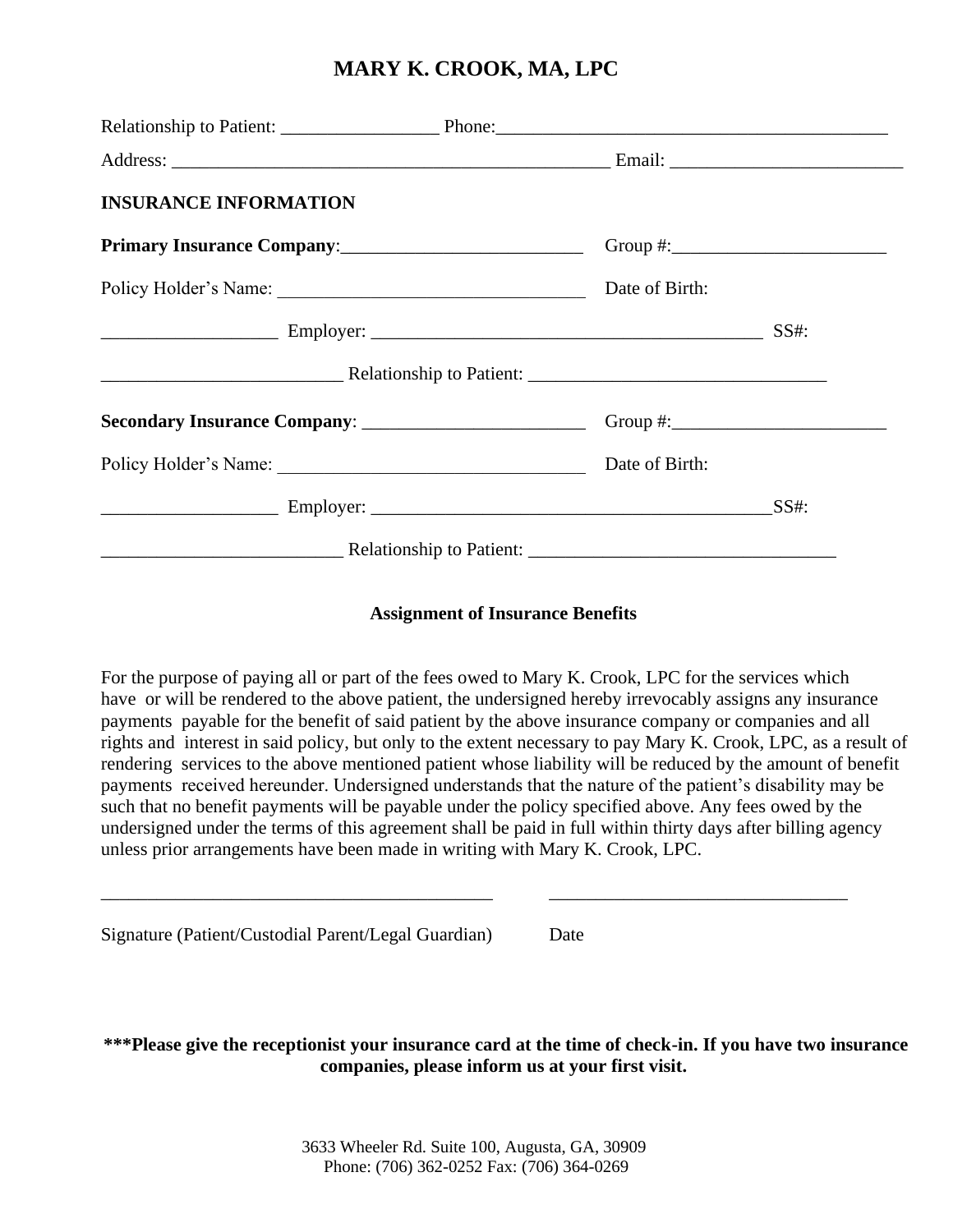# MARY K. CROOK, MA, LPC

Relationship to Patient: _________________ Phone:___________________________________________

Address: ________________________________________________ Email: _________________________

**INSURANCE INFORMATION**

**Primary Insurance Company**:__________________________ Group #:_______________________

Policy Holder's Name: _________________________________ Date of Birth:

___________________ Employer: __________________________________________ SS#:

__________________________ Relationship to Patient: ________________________________

**Secondary Insurance Company**: ________________________ Group #:_______________________

Policy Holder's Name: _________________________________ Date of Birth:

___________________ Employer: ___________________________________________SS#:

__________________________ Relationship to Patient: _________________________________

**Assignment of Insurance Benefits**

For the purpose of paying all or part of the fees owed to Mary K. Crook, LPC for the services which have or will be rendered to the above patient, the undersigned hereby irrevocably assigns any insurance payments payable for the benefit of said patient by the above insurance company or companies and all rights and interest in said policy, but only to the extent necessary to pay Mary K. Crook, LPC, as a result of rendering services to the above mentioned patient whose liability will be reduced by the amount of benefit payments received hereunder. Undersigned understands that the nature of the patient's disability may be such that no benefit payments will be payable under the policy specified above. Any fees owed by the undersigned under the terms of this agreement shall be paid in full within thirty days after billing agency unless prior arrangements have been made in writing with Mary K. Crook, LPC.

___________________________________________ _________________________________

Signature (Patient/Custodial Parent/Legal Guardian) Date

**\*\*\*Please give the receptionist your insurance card at the time of check-in. If you have two insurance companies, please inform us at your first visit.**

3633 Wheeler Rd. Suite 100, Augusta, GA, 30909
Phone: (706) 362-0252 Fax: (706) 364-0269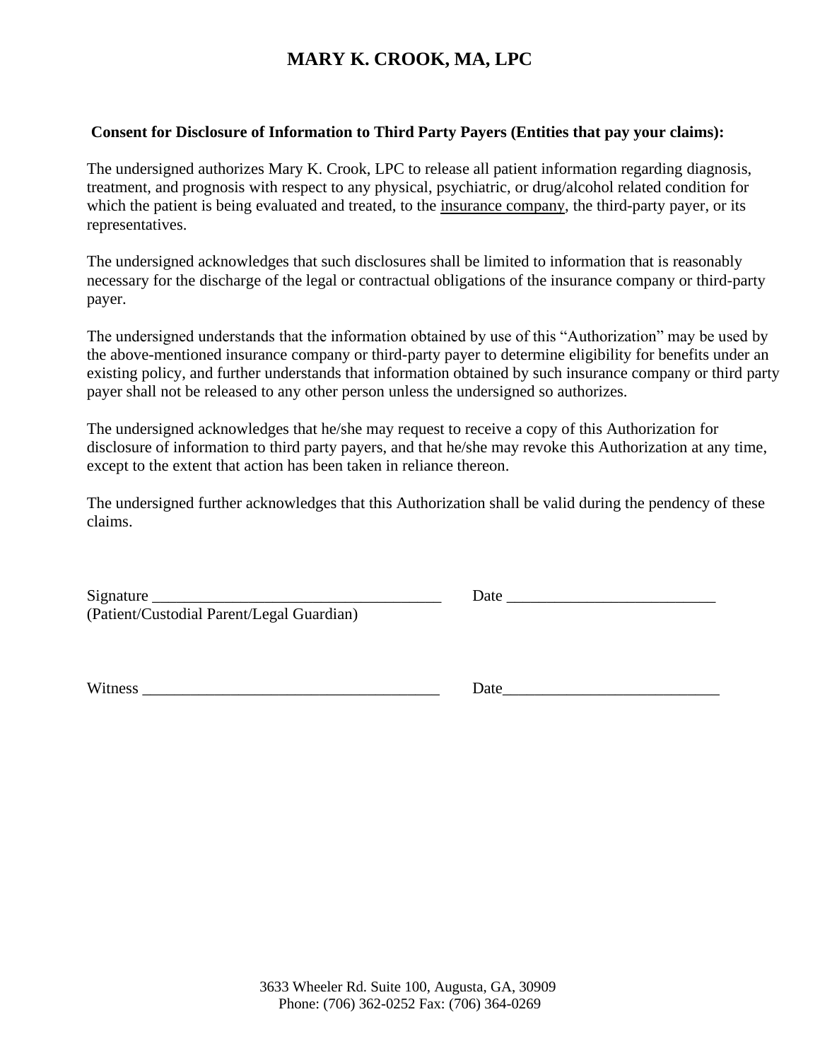# MARY K. CROOK, MA, LPC

**Consent for Disclosure of Information to Third Party Payers (Entities that pay your claims):**

The undersigned authorizes Mary K. Crook, LPC to release all patient information regarding diagnosis, treatment, and prognosis with respect to any physical, psychiatric, or drug/alcohol related condition for which the patient is being evaluated and treated, to the <u>insurance company</u>, the third-party payer, or its representatives.

The undersigned acknowledges that such disclosures shall be limited to information that is reasonably necessary for the discharge of the legal or contractual obligations of the insurance company or third-party payer.

The undersigned understands that the information obtained by use of this "Authorization" may be used by the above-mentioned insurance company or third-party payer to determine eligibility for benefits under an existing policy, and further understands that information obtained by such insurance company or third party payer shall not be released to any other person unless the undersigned so authorizes.

The undersigned acknowledges that he/she may request to receive a copy of this Authorization for disclosure of information to third party payers, and that he/she may revoke this Authorization at any time, except to the extent that action has been taken in reliance thereon.

The undersigned further acknowledges that this Authorization shall be valid during the pendency of these claims.

Signature ____________________________________ Date __________________________
(Patient/Custodial Parent/Legal Guardian)

Witness _____________________________________ Date___________________________

3633 Wheeler Rd. Suite 100, Augusta, GA, 30909
Phone: (706) 362-0252 Fax: (706) 364-0269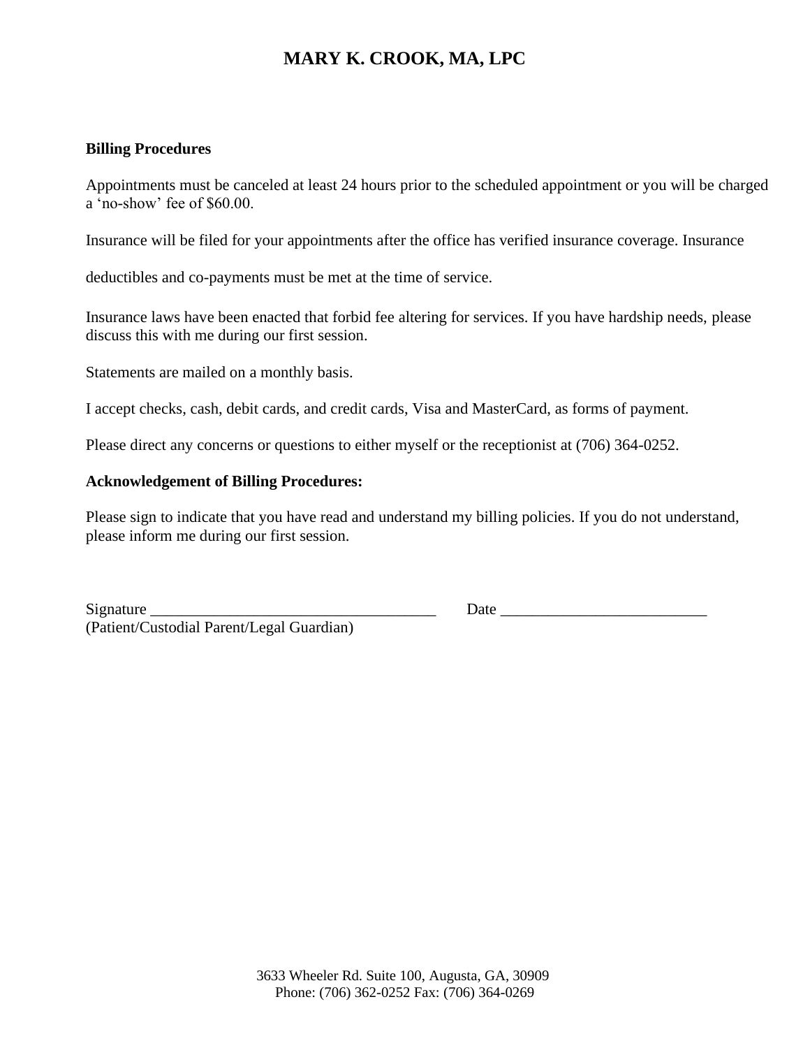# MARY K. CROOK, MA, LPC

**Billing Procedures**

Appointments must be canceled at least 24 hours prior to the scheduled appointment or you will be charged a 'no-show' fee of $60.00.

Insurance will be filed for your appointments after the office has verified insurance coverage. Insurance deductibles and co-payments must be met at the time of service.

Insurance laws have been enacted that forbid fee altering for services. If you have hardship needs, please discuss this with me during our first session.

Statements are mailed on a monthly basis.

I accept checks, cash, debit cards, and credit cards, Visa and MasterCard, as forms of payment.

Please direct any concerns or questions to either myself or the receptionist at (706) 364-0252.

**Acknowledgement of Billing Procedures:**

Please sign to indicate that you have read and understand my billing policies. If you do not understand, please inform me during our first session.

Signature ____________________________________ Date __________________________
(Patient/Custodial Parent/Legal Guardian)

3633 Wheeler Rd. Suite 100, Augusta, GA, 30909
Phone: (706) 362-0252 Fax: (706) 364-0269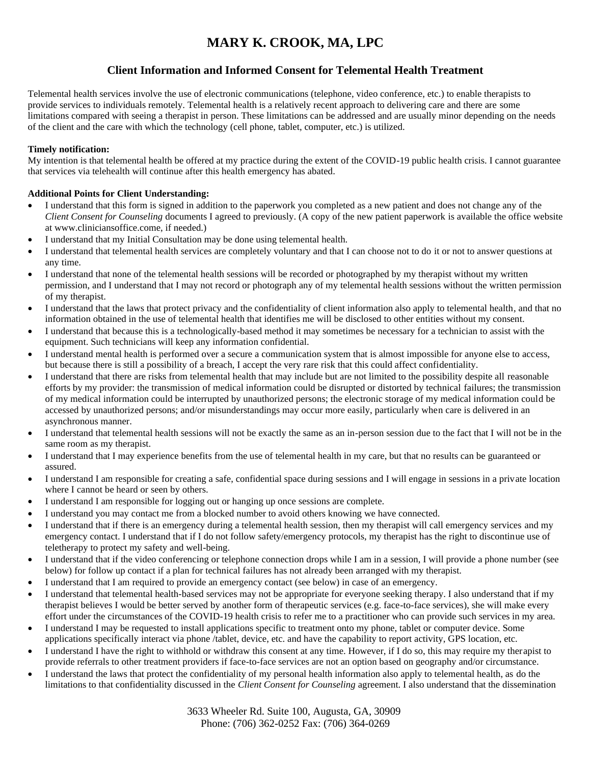# MARY K. CROOK, MA, LPC

## Client Information and Informed Consent for Telemental Health Treatment

Telemental health services involve the use of electronic communications (telephone, video conference, etc.) to enable therapists to provide services to individuals remotely. Telemental health is a relatively recent approach to delivering care and there are some limitations compared with seeing a therapist in person. These limitations can be addressed and are usually minor depending on the needs of the client and the care with which the technology (cell phone, tablet, computer, etc.) is utilized.

**Timely notification:**
My intention is that telemental health be offered at my practice during the extent of the COVID-19 public health crisis. I cannot guarantee that services via telehealth will continue after this health emergency has abated.

**Additional Points for Client Understanding:**

- I understand that this form is signed in addition to the paperwork you completed as a new patient and does not change any of the *Client Consent for Counseling* documents I agreed to previously. (A copy of the new patient paperwork is available the office website at www.cliniciansoffice.come, if needed.)
- I understand that my Initial Consultation may be done using telemental health.
- I understand that telemental health services are completely voluntary and that I can choose not to do it or not to answer questions at any time.
- I understand that none of the telemental health sessions will be recorded or photographed by my therapist without my written permission, and I understand that I may not record or photograph any of my telemental health sessions without the written permission of my therapist.
- I understand that the laws that protect privacy and the confidentiality of client information also apply to telemental health, and that no information obtained in the use of telemental health that identifies me will be disclosed to other entities without my consent.
- I understand that because this is a technologically-based method it may sometimes be necessary for a technician to assist with the equipment. Such technicians will keep any information confidential.
- I understand mental health is performed over a secure a communication system that is almost impossible for anyone else to access, but because there is still a possibility of a breach, I accept the very rare risk that this could affect confidentiality.
- I understand that there are risks from telemental health that may include but are not limited to the possibility despite all reasonable efforts by my provider: the transmission of medical information could be disrupted or distorted by technical failures; the transmission of my medical information could be interrupted by unauthorized persons; the electronic storage of my medical information could be accessed by unauthorized persons; and/or misunderstandings may occur more easily, particularly when care is delivered in an asynchronous manner.
- I understand that telemental health sessions will not be exactly the same as an in-person session due to the fact that I will not be in the same room as my therapist.
- I understand that I may experience benefits from the use of telemental health in my care, but that no results can be guaranteed or assured.
- I understand I am responsible for creating a safe, confidential space during sessions and I will engage in sessions in a private location where I cannot be heard or seen by others.
- I understand I am responsible for logging out or hanging up once sessions are complete.
- I understand you may contact me from a blocked number to avoid others knowing we have connected.
- I understand that if there is an emergency during a telemental health session, then my therapist will call emergency services and my emergency contact. I understand that if I do not follow safety/emergency protocols, my therapist has the right to discontinue use of teletherapy to protect my safety and well-being.
- I understand that if the video conferencing or telephone connection drops while I am in a session, I will provide a phone number (see below) for follow up contact if a plan for technical failures has not already been arranged with my therapist.
- I understand that I am required to provide an emergency contact (see below) in case of an emergency.
- I understand that telemental health-based services may not be appropriate for everyone seeking therapy. I also understand that if my therapist believes I would be better served by another form of therapeutic services (e.g. face-to-face services), she will make every effort under the circumstances of the COVID-19 health crisis to refer me to a practitioner who can provide such services in my area.
- I understand I may be requested to install applications specific to treatment onto my phone, tablet or computer device. Some applications specifically interact via phone /tablet, device, etc. and have the capability to report activity, GPS location, etc.
- I understand I have the right to withhold or withdraw this consent at any time. However, if I do so, this may require my therapist to provide referrals to other treatment providers if face-to-face services are not an option based on geography and/or circumstance.
- I understand the laws that protect the confidentiality of my personal health information also apply to telemental health, as do the limitations to that confidentiality discussed in the *Client Consent for Counseling* agreement. I also understand that the dissemination

3633 Wheeler Rd. Suite 100, Augusta, GA, 30909
Phone: (706) 362-0252 Fax: (706) 364-0269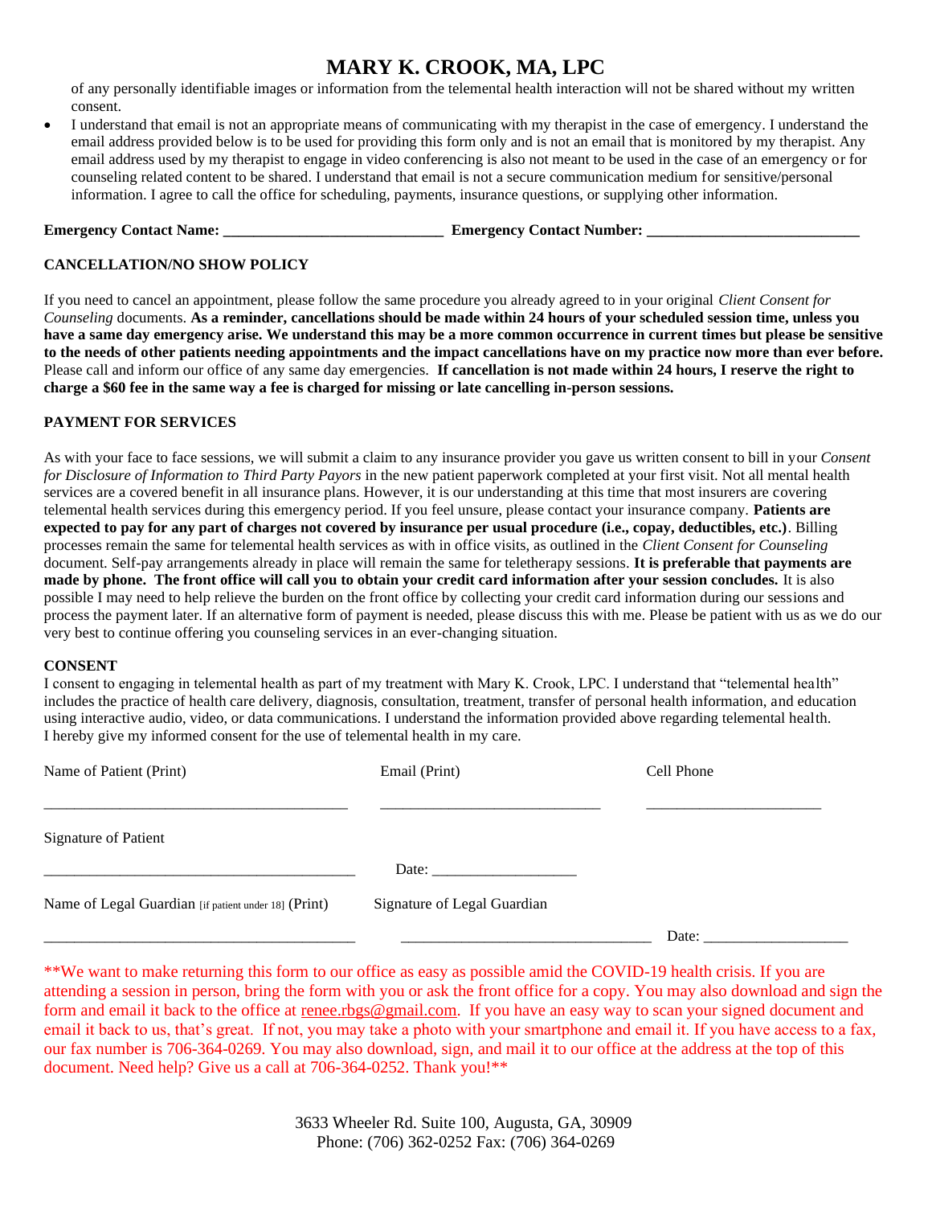of any personally identifiable images or information from the telemental health interaction will not be shared without my written consent.

- I understand that email is not an appropriate means of communicating with my therapist in the case of emergency. I understand the email address provided below is to be used for providing this form only and is not an email that is monitored by my therapist. Any email address used by my therapist to engage in video conferencing is also not meant to be used in the case of an emergency or for counseling related content to be shared. I understand that email is not a secure communication medium for sensitive/personal information. I agree to call the office for scheduling, payments, insurance questions, or supplying other information.

**Emergency Contact Name: _____________________________ Emergency Contact Number: ____________________________**

**CANCELLATION/NO SHOW POLICY**

If you need to cancel an appointment, please follow the same procedure you already agreed to in your original *Client Consent for Counseling* documents. **As a reminder, cancellations should be made within 24 hours of your scheduled session time, unless you have a same day emergency arise. We understand this may be a more common occurrence in current times but please be sensitive to the needs of other patients needing appointments and the impact cancellations have on my practice now more than ever before.** Please call and inform our office of any same day emergencies. **If cancellation is not made within 24 hours, I reserve the right to charge a $60 fee in the same way a fee is charged for missing or late cancelling in-person sessions.**

**PAYMENT FOR SERVICES**

As with your face to face sessions, we will submit a claim to any insurance provider you gave us written consent to bill in your *Consent for Disclosure of Information to Third Party Payors* in the new patient paperwork completed at your first visit. Not all mental health services are a covered benefit in all insurance plans. However, it is our understanding at this time that most insurers are covering telemental health services during this emergency period. If you feel unsure, please contact your insurance company. **Patients are expected to pay for any part of charges not covered by insurance per usual procedure (i.e., copay, deductibles, etc.)**. Billing processes remain the same for telemental health services as with in office visits, as outlined in the *Client Consent for Counseling* document. Self-pay arrangements already in place will remain the same for teletherapy sessions. **It is preferable that payments are made by phone. The front office will call you to obtain your credit card information after your session concludes.** It is also possible I may need to help relieve the burden on the front office by collecting your credit card information during our sessions and process the payment later. If an alternative form of payment is needed, please discuss this with me. Please be patient with us as we do our very best to continue offering you counseling services in an ever-changing situation.

**CONSENT**

I consent to engaging in telemental health as part of my treatment with Mary K. Crook, LPC. I understand that "telemental health" includes the practice of health care delivery, diagnosis, consultation, treatment, transfer of personal health information, and education using interactive audio, video, or data communications. I understand the information provided above regarding telemental health. I hereby give my informed consent for the use of telemental health in my care.

Name of Patient (Print) \_\_\_\_\_\_\_\_\_\_\_\_\_\_\_\_\_\_\_\_\_\_\_\_\_\_\_\_\_\_\_\_\_\_\_\_\_\_\_\_

Email (Print) \_\_\_\_\_\_\_\_\_\_\_\_\_\_\_\_\_\_\_\_\_\_\_\_\_\_\_\_\_

Cell Phone \_\_\_\_\_\_\_\_\_\_\_\_\_\_\_\_\_\_\_\_\_\_\_

Signature of Patient \_\_\_\_\_\_\_\_\_\_\_\_\_\_\_\_\_\_\_\_\_\_\_\_\_\_\_\_\_\_\_\_\_\_\_\_\_\_\_\_\_ Date: \_\_\_\_\_\_\_\_\_\_\_\_\_\_\_\_\_\_\_

Name of Legal Guardian [if patient under 18] (Print) \_\_\_\_\_\_\_\_\_\_\_\_\_\_\_\_\_\_\_\_\_\_\_\_\_\_\_\_\_\_\_\_\_\_\_\_\_\_\_\_\_

Signature of Legal Guardian \_\_\_\_\_\_\_\_\_\_\_\_\_\_\_\_\_\_\_\_\_\_\_\_\_\_\_\_\_\_\_\_\_ Date: \_\_\_\_\_\_\_\_\_\_\_\_\_\_\_\_\_\_\_

**We want to make returning this form to our office as easy as possible amid the COVID-19 health crisis. If you are attending a session in person, bring the form with you or ask the front office for a copy. You may also download and sign the form and email it back to the office at renee.rbgs@gmail.com. If you have an easy way to scan your signed document and email it back to us, that's great. If not, you may take a photo with your smartphone and email it. If you have access to a fax, our fax number is 706-364-0269. You may also download, sign, and mail it to our office at the address at the top of this document. Need help? Give us a call at 706-364-0252. Thank you!**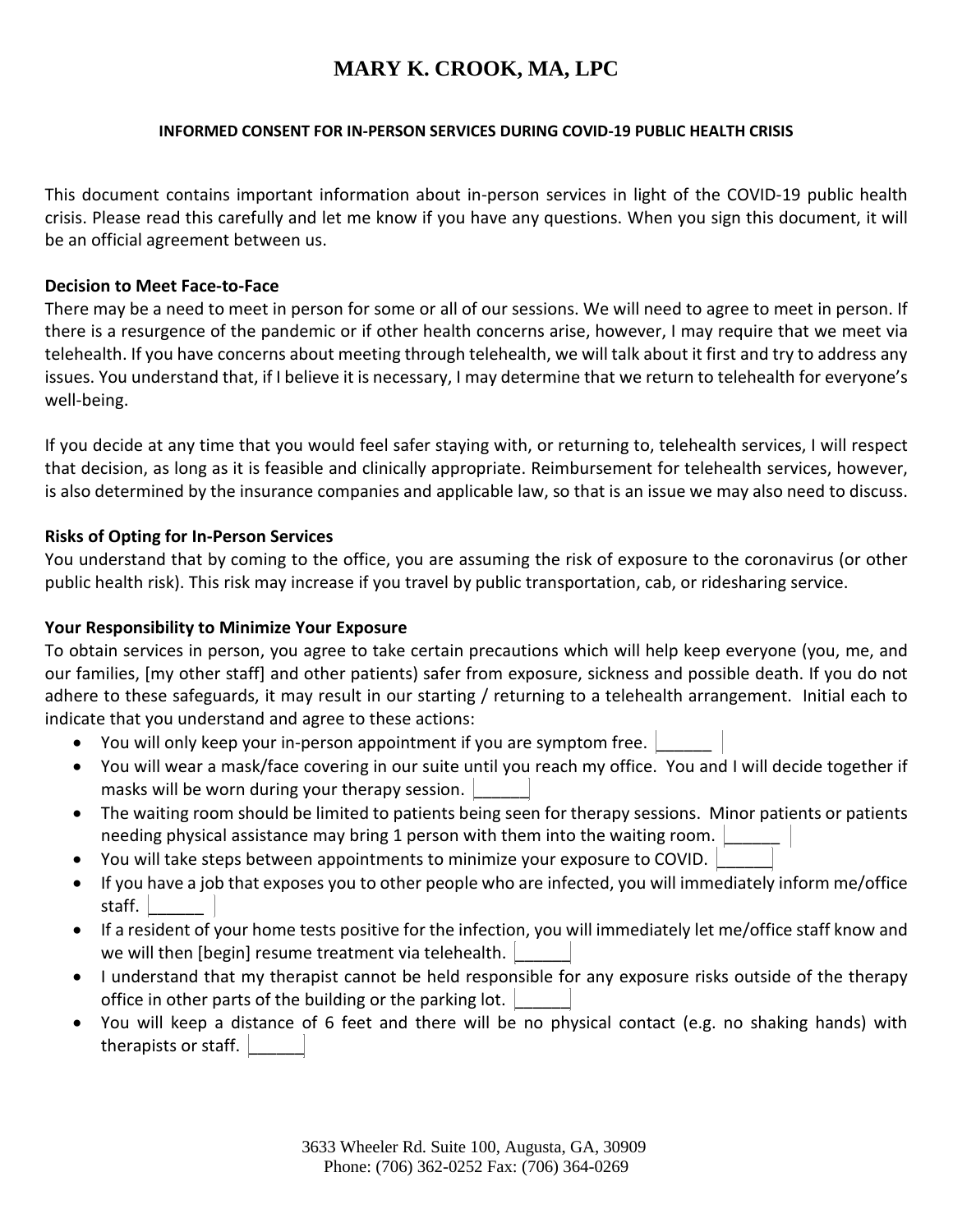# MARY K. CROOK, MA, LPC

### INFORMED CONSENT FOR IN-PERSON SERVICES DURING COVID-19 PUBLIC HEALTH CRISIS

This document contains important information about in-person services in light of the COVID-19 public health crisis. Please read this carefully and let me know if you have any questions. When you sign this document, it will be an official agreement between us.

**Decision to Meet Face-to-Face**

There may be a need to meet in person for some or all of our sessions. We will need to agree to meet in person. If there is a resurgence of the pandemic or if other health concerns arise, however, I may require that we meet via telehealth. If you have concerns about meeting through telehealth, we will talk about it first and try to address any issues. You understand that, if I believe it is necessary, I may determine that we return to telehealth for everyone's well-being.

If you decide at any time that you would feel safer staying with, or returning to, telehealth services, I will respect that decision, as long as it is feasible and clinically appropriate. Reimbursement for telehealth services, however, is also determined by the insurance companies and applicable law, so that is an issue we may also need to discuss.

**Risks of Opting for In-Person Services**

You understand that by coming to the office, you are assuming the risk of exposure to the coronavirus (or other public health risk). This risk may increase if you travel by public transportation, cab, or ridesharing service.

**Your Responsibility to Minimize Your Exposure**

To obtain services in person, you agree to take certain precautions which will help keep everyone (you, me, and our families, [my other staff] and other patients) safer from exposure, sickness and possible death. If you do not adhere to these safeguards, it may result in our starting / returning to a telehealth arrangement. Initial each to indicate that you understand and agree to these actions:

- You will only keep your in-person appointment if you are symptom free. ______
- You will wear a mask/face covering in our suite until you reach my office. You and I will decide together if masks will be worn during your therapy session. ______
- The waiting room should be limited to patients being seen for therapy sessions. Minor patients or patients needing physical assistance may bring 1 person with them into the waiting room. ______
- You will take steps between appointments to minimize your exposure to COVID. ______
- If you have a job that exposes you to other people who are infected, you will immediately inform me/office staff. ______
- If a resident of your home tests positive for the infection, you will immediately let me/office staff know and we will then [begin] resume treatment via telehealth. ______
- I understand that my therapist cannot be held responsible for any exposure risks outside of the therapy office in other parts of the building or the parking lot. ______
- You will keep a distance of 6 feet and there will be no physical contact (e.g. no shaking hands) with therapists or staff. ______

3633 Wheeler Rd. Suite 100, Augusta, GA, 30909
Phone: (706) 362-0252 Fax: (706) 364-0269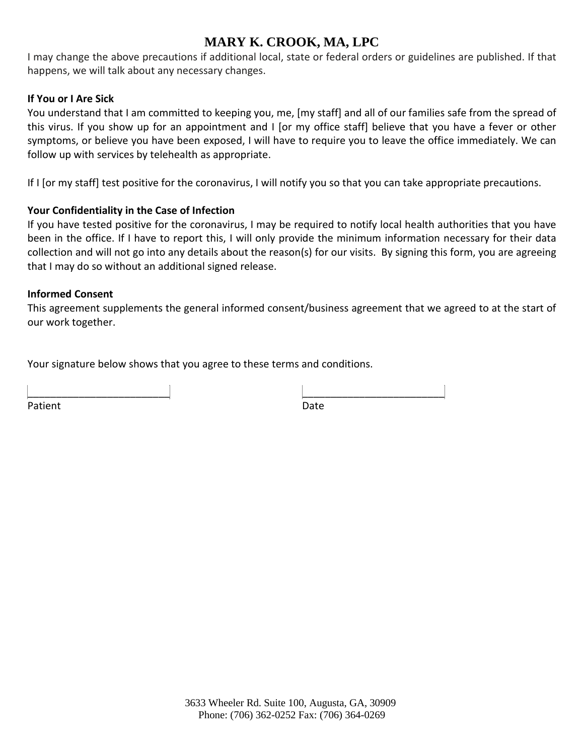I may change the above precautions if additional local, state or federal orders or guidelines are published. If that happens, we will talk about any necessary changes.

**If You or I Are Sick**

You understand that I am committed to keeping you, me, [my staff] and all of our families safe from the spread of this virus. If you show up for an appointment and I [or my office staff] believe that you have a fever or other symptoms, or believe you have been exposed, I will have to require you to leave the office immediately. We can follow up with services by telehealth as appropriate.

If I [or my staff] test positive for the coronavirus, I will notify you so that you can take appropriate precautions.

**Your Confidentiality in the Case of Infection**

If you have tested positive for the coronavirus, I may be required to notify local health authorities that you have been in the office. If I have to report this, I will only provide the minimum information necessary for their data collection and will not go into any details about the reason(s) for our visits. By signing this form, you are agreeing that I may do so without an additional signed release.

**Informed Consent**

This agreement supplements the general informed consent/business agreement that we agreed to at the start of our work together.

Your signature below shows that you agree to these terms and conditions.

_________________________ _________________________

Patient Date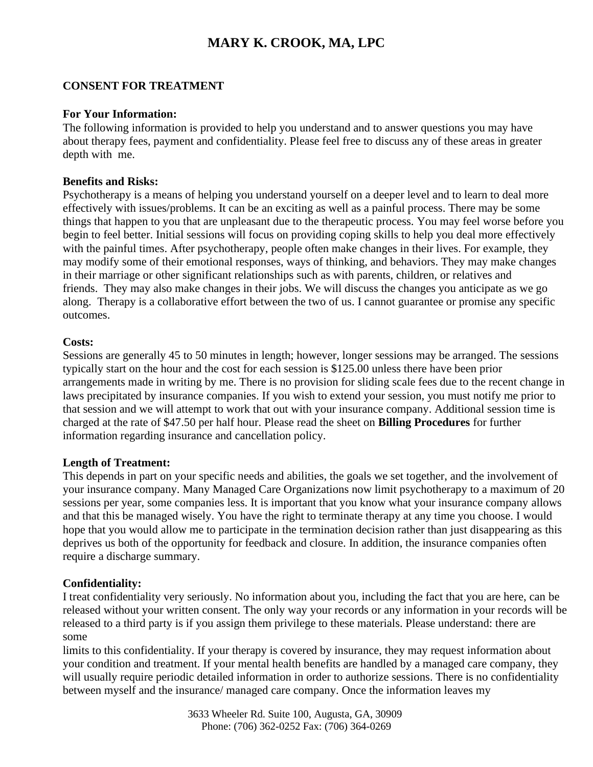# MARY K. CROOK, MA, LPC

**CONSENT FOR TREATMENT**

**For Your Information:**
The following information is provided to help you understand and to answer questions you may have about therapy fees, payment and confidentiality. Please feel free to discuss any of these areas in greater depth with me.

**Benefits and Risks:**
Psychotherapy is a means of helping you understand yourself on a deeper level and to learn to deal more effectively with issues/problems. It can be an exciting as well as a painful process. There may be some things that happen to you that are unpleasant due to the therapeutic process. You may feel worse before you begin to feel better. Initial sessions will focus on providing coping skills to help you deal more effectively with the painful times. After psychotherapy, people often make changes in their lives. For example, they may modify some of their emotional responses, ways of thinking, and behaviors. They may make changes in their marriage or other significant relationships such as with parents, children, or relatives and friends. They may also make changes in their jobs. We will discuss the changes you anticipate as we go along. Therapy is a collaborative effort between the two of us. I cannot guarantee or promise any specific outcomes.

**Costs:**
Sessions are generally 45 to 50 minutes in length; however, longer sessions may be arranged. The sessions typically start on the hour and the cost for each session is $125.00 unless there have been prior arrangements made in writing by me. There is no provision for sliding scale fees due to the recent change in laws precipitated by insurance companies. If you wish to extend your session, you must notify me prior to that session and we will attempt to work that out with your insurance company. Additional session time is charged at the rate of $47.50 per half hour. Please read the sheet on **Billing Procedures** for further information regarding insurance and cancellation policy.

**Length of Treatment:**
This depends in part on your specific needs and abilities, the goals we set together, and the involvement of your insurance company. Many Managed Care Organizations now limit psychotherapy to a maximum of 20 sessions per year, some companies less. It is important that you know what your insurance company allows and that this be managed wisely. You have the right to terminate therapy at any time you choose. I would hope that you would allow me to participate in the termination decision rather than just disappearing as this deprives us both of the opportunity for feedback and closure. In addition, the insurance companies often require a discharge summary.

**Confidentiality:**
I treat confidentiality very seriously. No information about you, including the fact that you are here, can be released without your written consent. The only way your records or any information in your records will be released to a third party is if you assign them privilege to these materials. Please understand: there are some limits to this confidentiality. If your therapy is covered by insurance, they may request information about your condition and treatment. If your mental health benefits are handled by a managed care company, they will usually require periodic detailed information in order to authorize sessions. There is no confidentiality between myself and the insurance/ managed care company. Once the information leaves my

3633 Wheeler Rd. Suite 100, Augusta, GA, 30909
Phone: (706) 362-0252 Fax: (706) 364-0269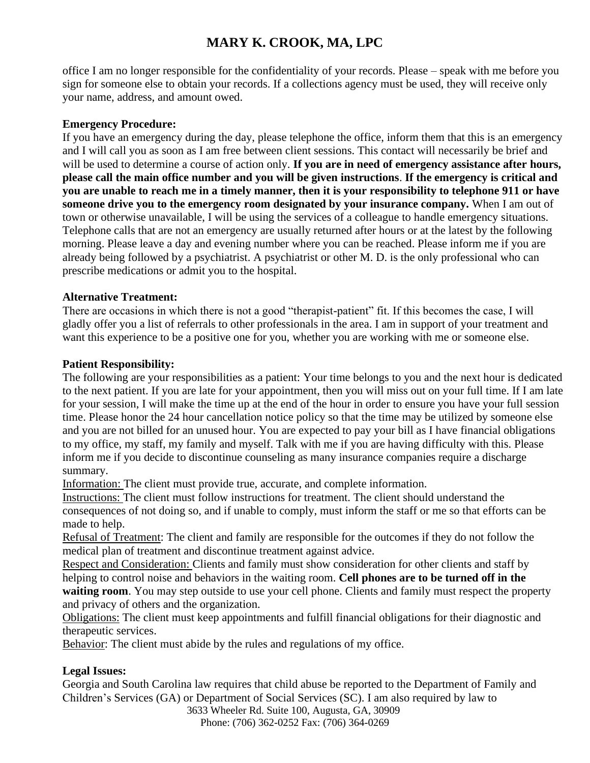office I am no longer responsible for the confidentiality of your records. Please – speak with me before you sign for someone else to obtain your records. If a collections agency must be used, they will receive only your name, address, and amount owed.

**Emergency Procedure:**

If you have an emergency during the day, please telephone the office, inform them that this is an emergency and I will call you as soon as I am free between client sessions. This contact will necessarily be brief and will be used to determine a course of action only. **If you are in need of emergency assistance after hours, please call the main office number and you will be given instructions**. **If the emergency is critical and you are unable to reach me in a timely manner, then it is your responsibility to telephone 911 or have someone drive you to the emergency room designated by your insurance company.** When I am out of town or otherwise unavailable, I will be using the services of a colleague to handle emergency situations. Telephone calls that are not an emergency are usually returned after hours or at the latest by the following morning. Please leave a day and evening number where you can be reached. Please inform me if you are already being followed by a psychiatrist. A psychiatrist or other M. D. is the only professional who can prescribe medications or admit you to the hospital.

**Alternative Treatment:**

There are occasions in which there is not a good "therapist-patient" fit. If this becomes the case, I will gladly offer you a list of referrals to other professionals in the area. I am in support of your treatment and want this experience to be a positive one for you, whether you are working with me or someone else.

**Patient Responsibility:**

The following are your responsibilities as a patient: Your time belongs to you and the next hour is dedicated to the next patient. If you are late for your appointment, then you will miss out on your full time. If I am late for your session, I will make the time up at the end of the hour in order to ensure you have your full session time. Please honor the 24 hour cancellation notice policy so that the time may be utilized by someone else and you are not billed for an unused hour. You are expected to pay your bill as I have financial obligations to my office, my staff, my family and myself. Talk with me if you are having difficulty with this. Please inform me if you decide to discontinue counseling as many insurance companies require a discharge summary.

Information: The client must provide true, accurate, and complete information.

Instructions: The client must follow instructions for treatment. The client should understand the consequences of not doing so, and if unable to comply, must inform the staff or me so that efforts can be made to help.

Refusal of Treatment: The client and family are responsible for the outcomes if they do not follow the medical plan of treatment and discontinue treatment against advice.

Respect and Consideration: Clients and family must show consideration for other clients and staff by helping to control noise and behaviors in the waiting room. **Cell phones are to be turned off in the waiting room**. You may step outside to use your cell phone. Clients and family must respect the property and privacy of others and the organization.

Obligations: The client must keep appointments and fulfill financial obligations for their diagnostic and therapeutic services.

Behavior: The client must abide by the rules and regulations of my office.

**Legal Issues:**

Georgia and South Carolina law requires that child abuse be reported to the Department of Family and Children's Services (GA) or Department of Social Services (SC). I am also required by law to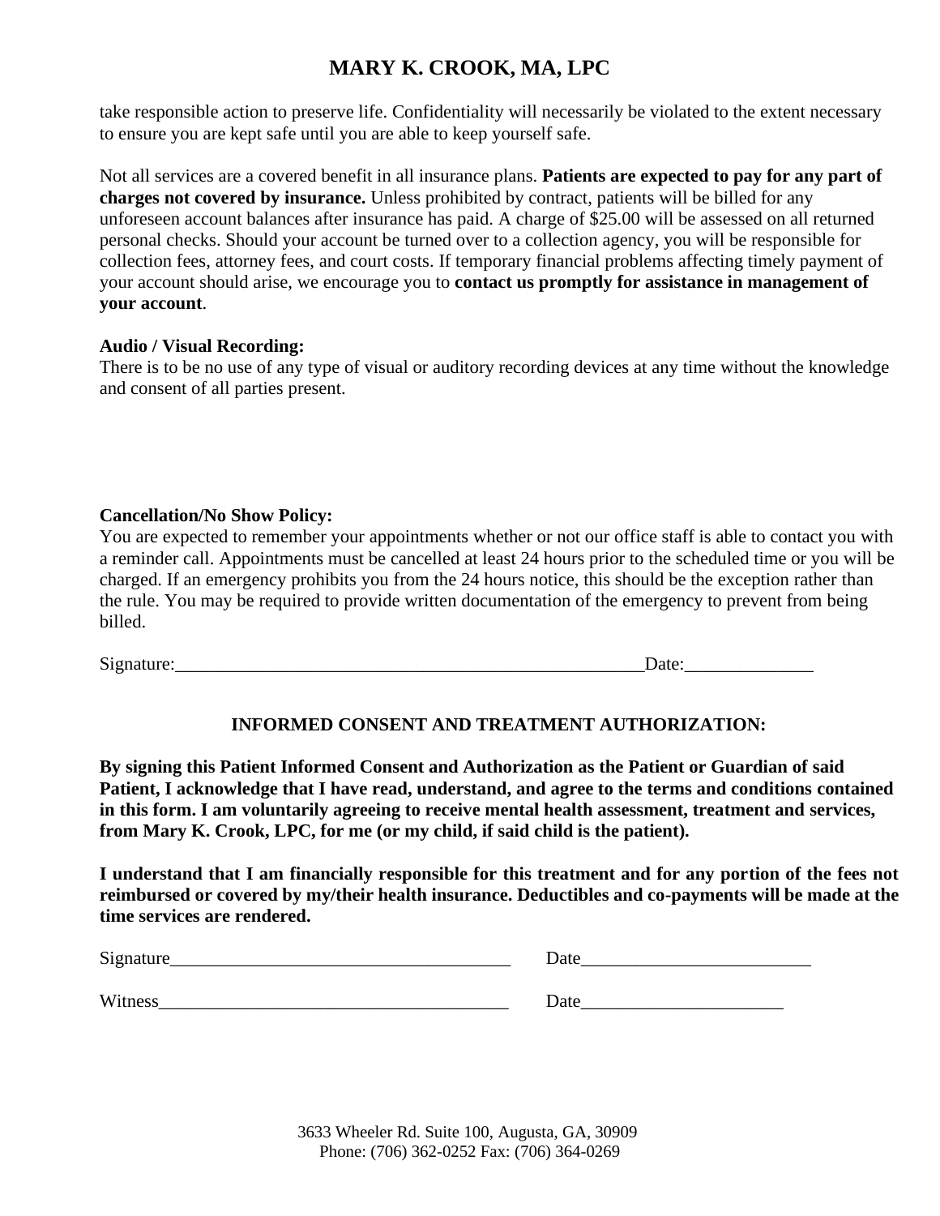take responsible action to preserve life. Confidentiality will necessarily be violated to the extent necessary to ensure you are kept safe until you are able to keep yourself safe.

Not all services are a covered benefit in all insurance plans. **Patients are expected to pay for any part of charges not covered by insurance.** Unless prohibited by contract, patients will be billed for any unforeseen account balances after insurance has paid. A charge of $25.00 will be assessed on all returned personal checks. Should your account be turned over to a collection agency, you will be responsible for collection fees, attorney fees, and court costs. If temporary financial problems affecting timely payment of your account should arise, we encourage you to **contact us promptly for assistance in management of your account**.

**Audio / Visual Recording:**
There is to be no use of any type of visual or auditory recording devices at any time without the knowledge and consent of all parties present.

**Cancellation/No Show Policy:**
You are expected to remember your appointments whether or not our office staff is able to contact you with a reminder call. Appointments must be cancelled at least 24 hours prior to the scheduled time or you will be charged. If an emergency prohibits you from the 24 hours notice, this should be the exception rather than the rule. You may be required to provide written documentation of the emergency to prevent from being billed.

Signature:_____________________________________________________Date:______________

## INFORMED CONSENT AND TREATMENT AUTHORIZATION:

**By signing this Patient Informed Consent and Authorization as the Patient or Guardian of said Patient, I acknowledge that I have read, understand, and agree to the terms and conditions contained in this form. I am voluntarily agreeing to receive mental health assessment, treatment and services, from Mary K. Crook, LPC, for me (or my child, if said child is the patient).**

**I understand that I am financially responsible for this treatment and for any portion of the fees not reimbursed or covered by my/their health insurance. Deductibles and co-payments will be made at the time services are rendered.**

Signature_______________________________________ Date_________________________

Witness________________________________________ Date______________________

3633 Wheeler Rd. Suite 100, Augusta, GA, 30909
Phone: (706) 362-0252 Fax: (706) 364-0269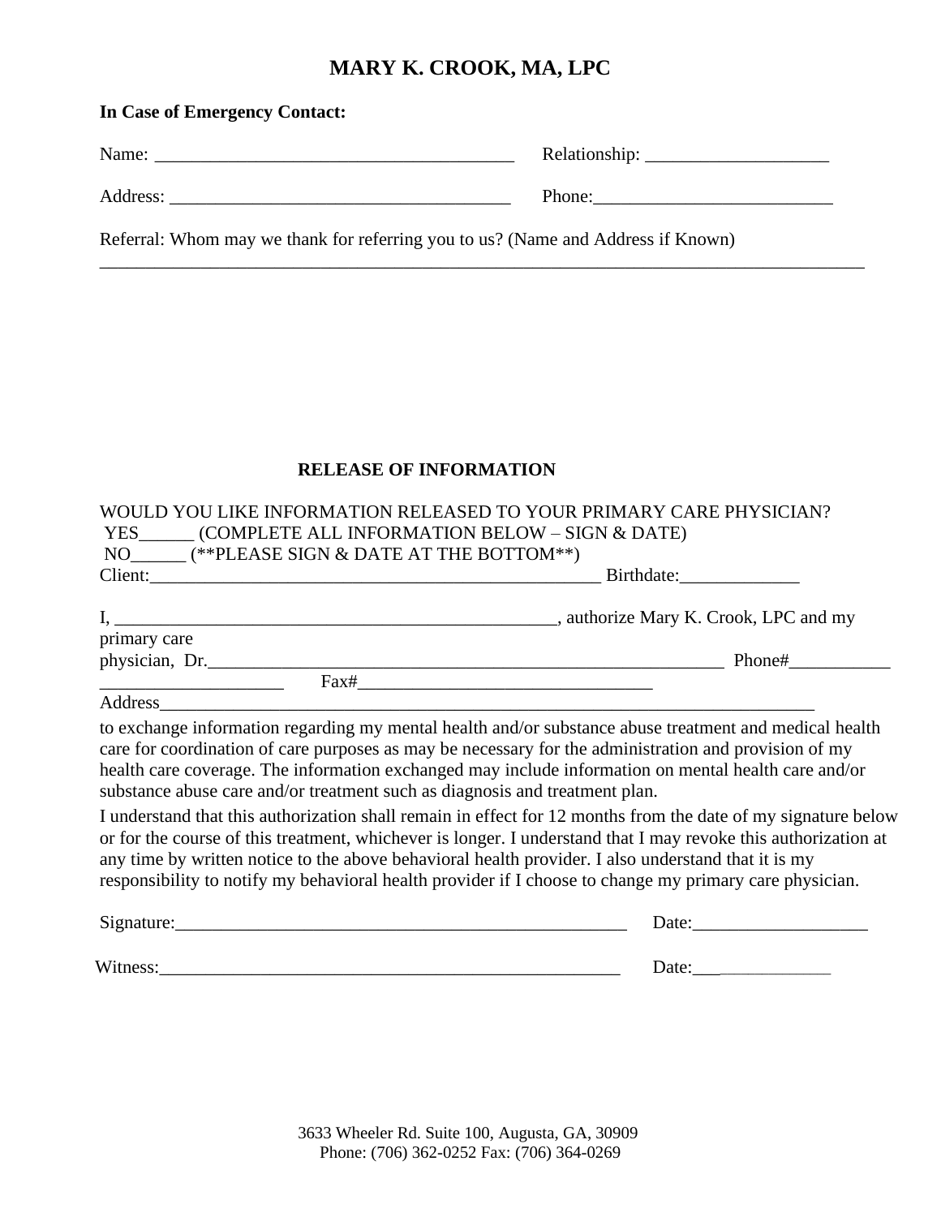# MARY K. CROOK, MA, LPC

**In Case of Emergency Contact:**

Name: _______________________________________ Relationship: ____________________

Address: _____________________________________ Phone:__________________________

Referral: Whom may we thank for referring you to us? (Name and Address if Known)
_____________________________________________________________________________________

## RELEASE OF INFORMATION

WOULD YOU LIKE INFORMATION RELEASED TO YOUR PRIMARY CARE PHYSICIAN?
YES______ (COMPLETE ALL INFORMATION BELOW – SIGN & DATE)
NO______ (**PLEASE SIGN & DATE AT THE BOTTOM**)
Client:__________________________________________________ Birthdate:_____________

I, _______________________________________________, authorize Mary K. Crook, LPC and my primary care physician, Dr.__________________________________________________________ Phone#___________
____________________ Fax#________________________________
Address_________________________________________________________________________

to exchange information regarding my mental health and/or substance abuse treatment and medical health care for coordination of care purposes as may be necessary for the administration and provision of my health care coverage. The information exchanged may include information on mental health care and/or substance abuse care and/or treatment such as diagnosis and treatment plan.

I understand that this authorization shall remain in effect for 12 months from the date of my signature below or for the course of this treatment, whichever is longer. I understand that I may revoke this authorization at any time by written notice to the above behavioral health provider. I also understand that it is my responsibility to notify my behavioral health provider if I choose to change my primary care physician.

Signature:___________________________________________________ Date:___________________

Witness:____________________________________________________ Date:________________

3633 Wheeler Rd. Suite 100, Augusta, GA, 30909
Phone: (706) 362-0252 Fax: (706) 364-0269